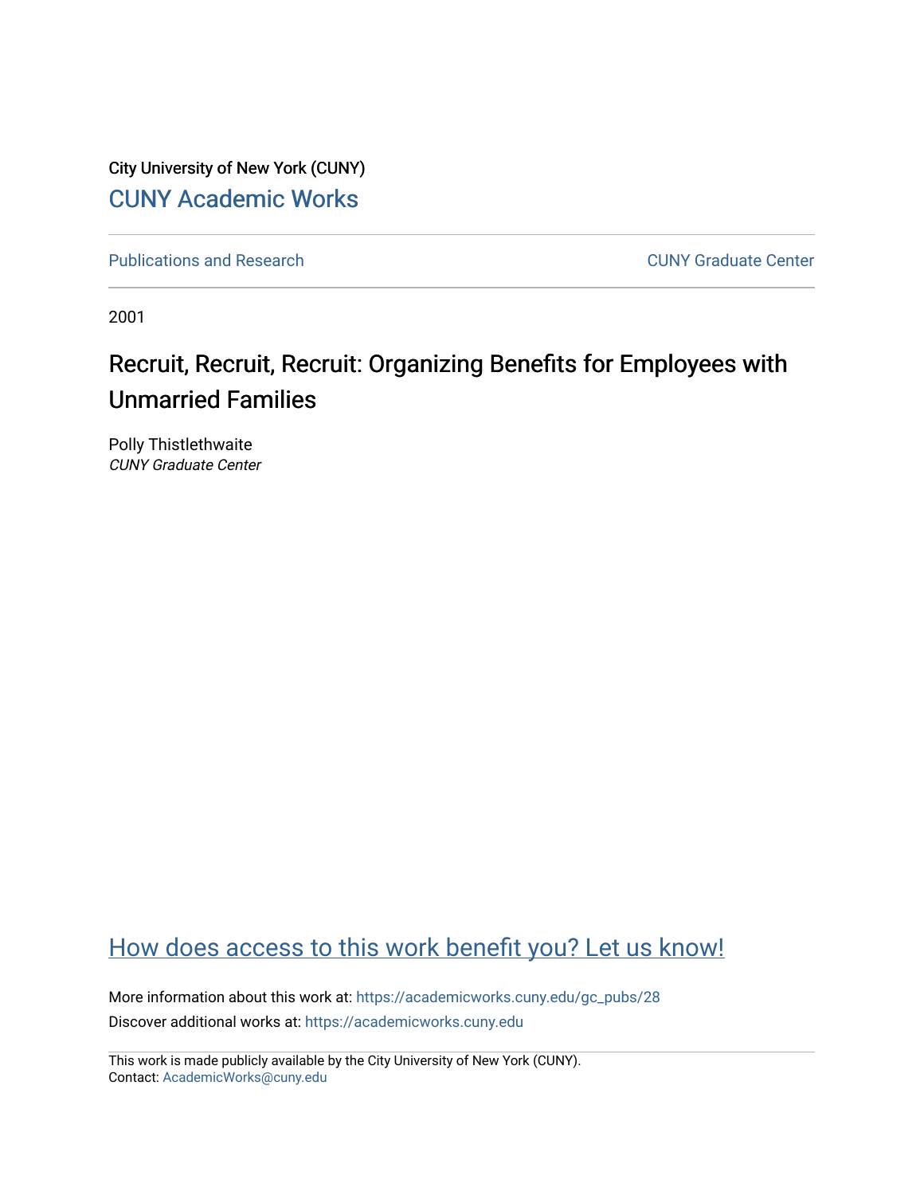City University of New York (CUNY)

CUNY Academic Works

Publications and Research

CUNY Graduate Center

2001

# Recruit, Recruit, Recruit: Organizing Benefits for Employees with Unmarried Families

Polly Thistlethwaite
*CUNY Graduate Center*

How does access to this work benefit you? Let us know!

More information about this work at: https://academicworks.cuny.edu/gc_pubs/28

Discover additional works at: https://academicworks.cuny.edu

This work is made publicly available by the City University of New York (CUNY).
Contact: AcademicWorks@cuny.edu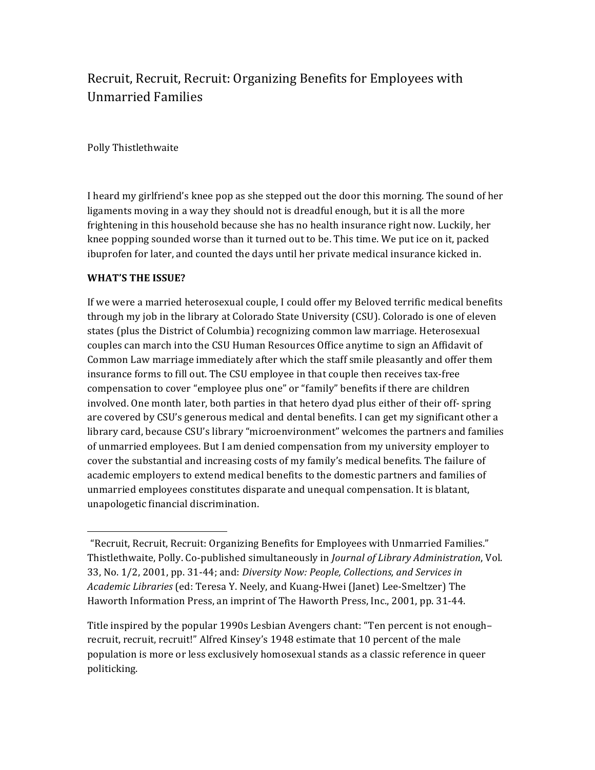# Recruit, Recruit, Recruit: Organizing Benefits for Employees with Unmarried Families

Polly Thistlethwaite

I heard my girlfriend's knee pop as she stepped out the door this morning. The sound of her ligaments moving in a way they should not is dreadful enough, but it is all the more frightening in this household because she has no health insurance right now. Luckily, her knee popping sounded worse than it turned out to be. This time. We put ice on it, packed ibuprofen for later, and counted the days until her private medical insurance kicked in.

**WHAT'S THE ISSUE?**

If we were a married heterosexual couple, I could offer my Beloved terrific medical benefits through my job in the library at Colorado State University (CSU). Colorado is one of eleven states (plus the District of Columbia) recognizing common law marriage. Heterosexual couples can march into the CSU Human Resources Office anytime to sign an Affidavit of Common Law marriage immediately after which the staff smile pleasantly and offer them insurance forms to fill out. The CSU employee in that couple then receives tax-free compensation to cover "employee plus one" or "family" benefits if there are children involved. One month later, both parties in that hetero dyad plus either of their off- spring are covered by CSU's generous medical and dental benefits. I can get my significant other a library card, because CSU's library "microenvironment" welcomes the partners and families of unmarried employees. But I am denied compensation from my university employer to cover the substantial and increasing costs of my family's medical benefits. The failure of academic employers to extend medical benefits to the domestic partners and families of unmarried employees constitutes disparate and unequal compensation. It is blatant, unapologetic financial discrimination.

---

"Recruit, Recruit, Recruit: Organizing Benefits for Employees with Unmarried Families." Thistlethwaite, Polly. Co-published simultaneously in *Journal of Library Administration*, Vol. 33, No. 1/2, 2001, pp. 31-44; and: *Diversity Now: People, Collections, and Services in Academic Libraries* (ed: Teresa Y. Neely, and Kuang-Hwei (Janet) Lee-Smeltzer) The Haworth Information Press, an imprint of The Haworth Press, Inc., 2001, pp. 31-44.

Title inspired by the popular 1990s Lesbian Avengers chant: "Ten percent is not enough– recruit, recruit, recruit!" Alfred Kinsey's 1948 estimate that 10 percent of the male population is more or less exclusively homosexual stands as a classic reference in queer politicking.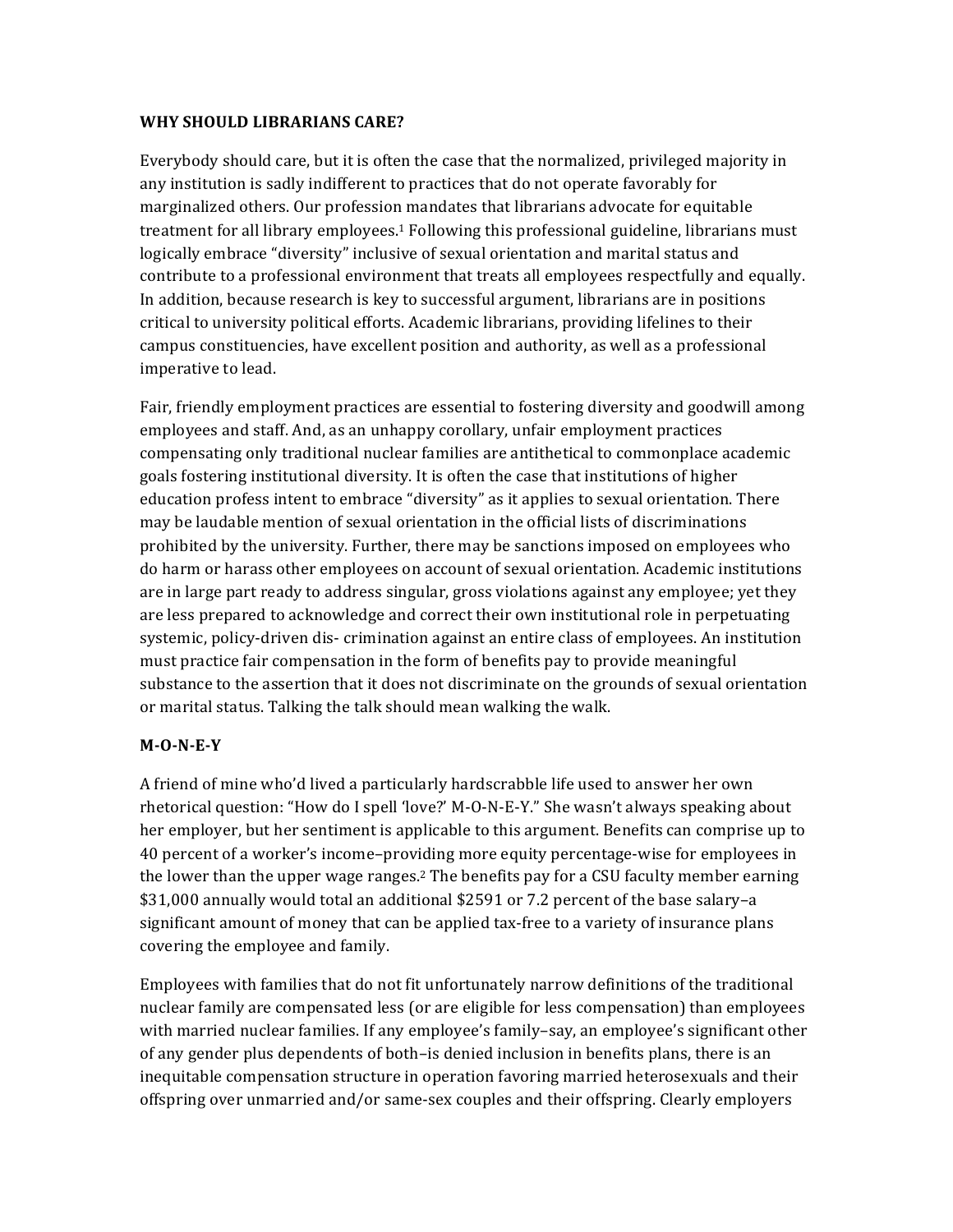**WHY SHOULD LIBRARIANS CARE?**

Everybody should care, but it is often the case that the normalized, privileged majority in any institution is sadly indifferent to practices that do not operate favorably for marginalized others. Our profession mandates that librarians advocate for equitable treatment for all library employees.[1] Following this professional guideline, librarians must logically embrace "diversity" inclusive of sexual orientation and marital status and contribute to a professional environment that treats all employees respectfully and equally. In addition, because research is key to successful argument, librarians are in positions critical to university political efforts. Academic librarians, providing lifelines to their campus constituencies, have excellent position and authority, as well as a professional imperative to lead.

Fair, friendly employment practices are essential to fostering diversity and goodwill among employees and staff. And, as an unhappy corollary, unfair employment practices compensating only traditional nuclear families are antithetical to commonplace academic goals fostering institutional diversity. It is often the case that institutions of higher education profess intent to embrace "diversity" as it applies to sexual orientation. There may be laudable mention of sexual orientation in the official lists of discriminations prohibited by the university. Further, there may be sanctions imposed on employees who do harm or harass other employees on account of sexual orientation. Academic institutions are in large part ready to address singular, gross violations against any employee; yet they are less prepared to acknowledge and correct their own institutional role in perpetuating systemic, policy-driven dis- crimination against an entire class of employees. An institution must practice fair compensation in the form of benefits pay to provide meaningful substance to the assertion that it does not discriminate on the grounds of sexual orientation or marital status. Talking the talk should mean walking the walk.

**M-O-N-E-Y**

A friend of mine who'd lived a particularly hardscrabble life used to answer her own rhetorical question: "How do I spell 'love?' M-O-N-E-Y." She wasn't always speaking about her employer, but her sentiment is applicable to this argument. Benefits can comprise up to 40 percent of a worker's income–providing more equity percentage-wise for employees in the lower than the upper wage ranges.[2] The benefits pay for a CSU faculty member earning $31,000 annually would total an additional $2591 or 7.2 percent of the base salary–a significant amount of money that can be applied tax-free to a variety of insurance plans covering the employee and family.

Employees with families that do not fit unfortunately narrow definitions of the traditional nuclear family are compensated less (or are eligible for less compensation) than employees with married nuclear families. If any employee's family–say, an employee's significant other of any gender plus dependents of both–is denied inclusion in benefits plans, there is an inequitable compensation structure in operation favoring married heterosexuals and their offspring over unmarried and/or same-sex couples and their offspring. Clearly employers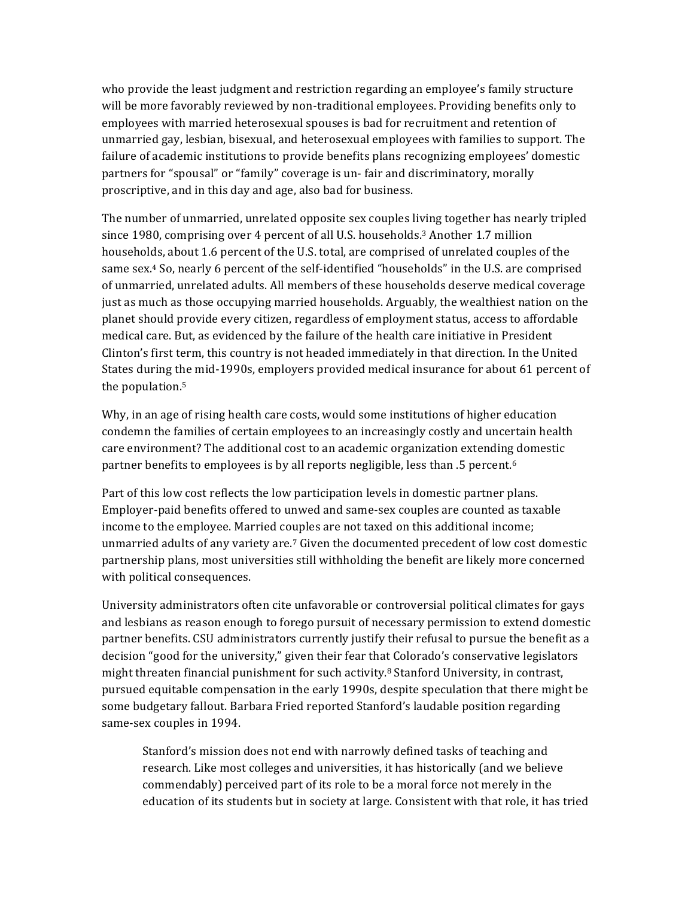who provide the least judgment and restriction regarding an employee's family structure will be more favorably reviewed by non-traditional employees. Providing benefits only to employees with married heterosexual spouses is bad for recruitment and retention of unmarried gay, lesbian, bisexual, and heterosexual employees with families to support. The failure of academic institutions to provide benefits plans recognizing employees' domestic partners for "spousal" or "family" coverage is un- fair and discriminatory, morally proscriptive, and in this day and age, also bad for business.

The number of unmarried, unrelated opposite sex couples living together has nearly tripled since 1980, comprising over 4 percent of all U.S. households.[3] Another 1.7 million households, about 1.6 percent of the U.S. total, are comprised of unrelated couples of the same sex.[4] So, nearly 6 percent of the self-identified "households" in the U.S. are comprised of unmarried, unrelated adults. All members of these households deserve medical coverage just as much as those occupying married households. Arguably, the wealthiest nation on the planet should provide every citizen, regardless of employment status, access to affordable medical care. But, as evidenced by the failure of the health care initiative in President Clinton's first term, this country is not headed immediately in that direction. In the United States during the mid-1990s, employers provided medical insurance for about 61 percent of the population.[5]

Why, in an age of rising health care costs, would some institutions of higher education condemn the families of certain employees to an increasingly costly and uncertain health care environment? The additional cost to an academic organization extending domestic partner benefits to employees is by all reports negligible, less than .5 percent.[6]

Part of this low cost reflects the low participation levels in domestic partner plans. Employer-paid benefits offered to unwed and same-sex couples are counted as taxable income to the employee. Married couples are not taxed on this additional income; unmarried adults of any variety are.[7] Given the documented precedent of low cost domestic partnership plans, most universities still withholding the benefit are likely more concerned with political consequences.

University administrators often cite unfavorable or controversial political climates for gays and lesbians as reason enough to forego pursuit of necessary permission to extend domestic partner benefits. CSU administrators currently justify their refusal to pursue the benefit as a decision "good for the university," given their fear that Colorado's conservative legislators might threaten financial punishment for such activity.[8] Stanford University, in contrast, pursued equitable compensation in the early 1990s, despite speculation that there might be some budgetary fallout. Barbara Fried reported Stanford's laudable position regarding same-sex couples in 1994.

> Stanford's mission does not end with narrowly defined tasks of teaching and research. Like most colleges and universities, it has historically (and we believe commendably) perceived part of its role to be a moral force not merely in the education of its students but in society at large. Consistent with that role, it has tried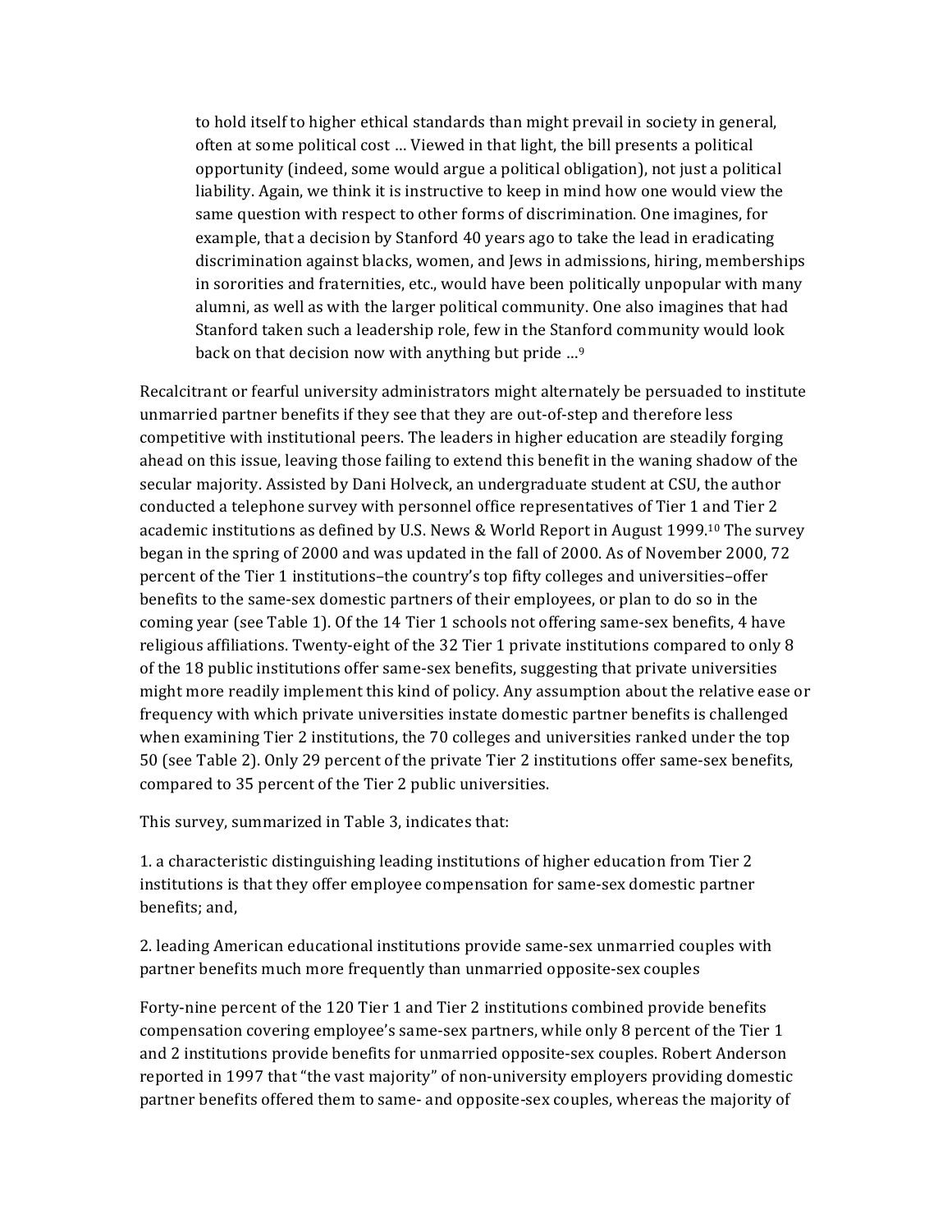> to hold itself to higher ethical standards than might prevail in society in general, often at some political cost … Viewed in that light, the bill presents a political opportunity (indeed, some would argue a political obligation), not just a political liability. Again, we think it is instructive to keep in mind how one would view the same question with respect to other forms of discrimination. One imagines, for example, that a decision by Stanford 40 years ago to take the lead in eradicating discrimination against blacks, women, and Jews in admissions, hiring, memberships in sororities and fraternities, etc., would have been politically unpopular with many alumni, as well as with the larger political community. One also imagines that had Stanford taken such a leadership role, few in the Stanford community would look back on that decision now with anything but pride …[9]

Recalcitrant or fearful university administrators might alternately be persuaded to institute unmarried partner benefits if they see that they are out-of-step and therefore less competitive with institutional peers. The leaders in higher education are steadily forging ahead on this issue, leaving those failing to extend this benefit in the waning shadow of the secular majority. Assisted by Dani Holveck, an undergraduate student at CSU, the author conducted a telephone survey with personnel office representatives of Tier 1 and Tier 2 academic institutions as defined by U.S. News & World Report in August 1999.[10] The survey began in the spring of 2000 and was updated in the fall of 2000. As of November 2000, 72 percent of the Tier 1 institutions–the country's top fifty colleges and universities–offer benefits to the same-sex domestic partners of their employees, or plan to do so in the coming year (see Table 1). Of the 14 Tier 1 schools not offering same-sex benefits, 4 have religious affiliations. Twenty-eight of the 32 Tier 1 private institutions compared to only 8 of the 18 public institutions offer same-sex benefits, suggesting that private universities might more readily implement this kind of policy. Any assumption about the relative ease or frequency with which private universities instate domestic partner benefits is challenged when examining Tier 2 institutions, the 70 colleges and universities ranked under the top 50 (see Table 2). Only 29 percent of the private Tier 2 institutions offer same-sex benefits, compared to 35 percent of the Tier 2 public universities.

This survey, summarized in Table 3, indicates that:

1. a characteristic distinguishing leading institutions of higher education from Tier 2 institutions is that they offer employee compensation for same-sex domestic partner benefits; and,

2. leading American educational institutions provide same-sex unmarried couples with partner benefits much more frequently than unmarried opposite-sex couples

Forty-nine percent of the 120 Tier 1 and Tier 2 institutions combined provide benefits compensation covering employee's same-sex partners, while only 8 percent of the Tier 1 and 2 institutions provide benefits for unmarried opposite-sex couples. Robert Anderson reported in 1997 that "the vast majority" of non-university employers providing domestic partner benefits offered them to same- and opposite-sex couples, whereas the majority of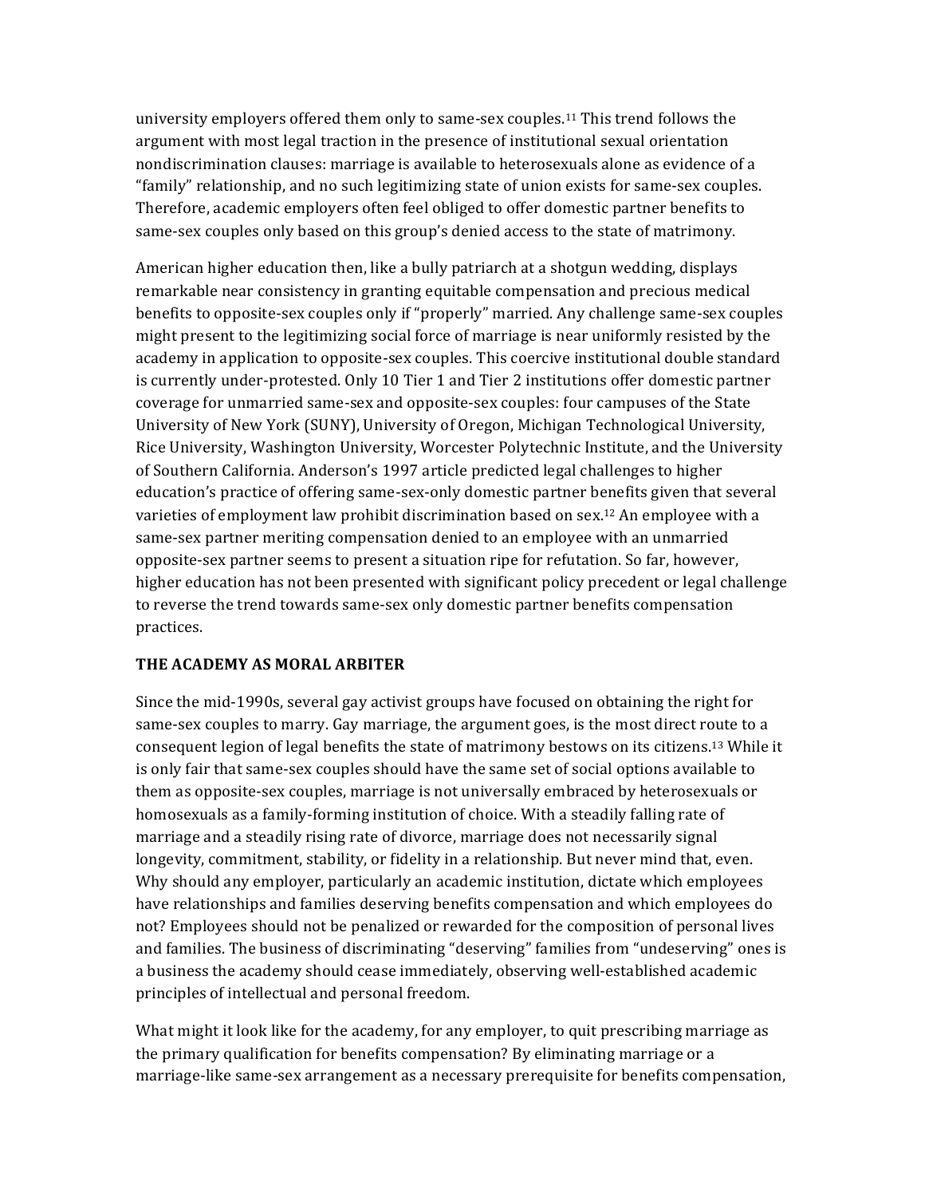university employers offered them only to same-sex couples.[11] This trend follows the argument with most legal traction in the presence of institutional sexual orientation nondiscrimination clauses: marriage is available to heterosexuals alone as evidence of a "family" relationship, and no such legitimizing state of union exists for same-sex couples. Therefore, academic employers often feel obliged to offer domestic partner benefits to same-sex couples only based on this group's denied access to the state of matrimony.

American higher education then, like a bully patriarch at a shotgun wedding, displays remarkable near consistency in granting equitable compensation and precious medical benefits to opposite-sex couples only if "properly" married. Any challenge same-sex couples might present to the legitimizing social force of marriage is near uniformly resisted by the academy in application to opposite-sex couples. This coercive institutional double standard is currently under-protested. Only 10 Tier 1 and Tier 2 institutions offer domestic partner coverage for unmarried same-sex and opposite-sex couples: four campuses of the State University of New York (SUNY), University of Oregon, Michigan Technological University, Rice University, Washington University, Worcester Polytechnic Institute, and the University of Southern California. Anderson's 1997 article predicted legal challenges to higher education's practice of offering same-sex-only domestic partner benefits given that several varieties of employment law prohibit discrimination based on sex.[12] An employee with a same-sex partner meriting compensation denied to an employee with an unmarried opposite-sex partner seems to present a situation ripe for refutation. So far, however, higher education has not been presented with significant policy precedent or legal challenge to reverse the trend towards same-sex only domestic partner benefits compensation practices.

**THE ACADEMY AS MORAL ARBITER**

Since the mid-1990s, several gay activist groups have focused on obtaining the right for same-sex couples to marry. Gay marriage, the argument goes, is the most direct route to a consequent legion of legal benefits the state of matrimony bestows on its citizens.[13] While it is only fair that same-sex couples should have the same set of social options available to them as opposite-sex couples, marriage is not universally embraced by heterosexuals or homosexuals as a family-forming institution of choice. With a steadily falling rate of marriage and a steadily rising rate of divorce, marriage does not necessarily signal longevity, commitment, stability, or fidelity in a relationship. But never mind that, even. Why should any employer, particularly an academic institution, dictate which employees have relationships and families deserving benefits compensation and which employees do not? Employees should not be penalized or rewarded for the composition of personal lives and families. The business of discriminating "deserving" families from "undeserving" ones is a business the academy should cease immediately, observing well-established academic principles of intellectual and personal freedom.

What might it look like for the academy, for any employer, to quit prescribing marriage as the primary qualification for benefits compensation? By eliminating marriage or a marriage-like same-sex arrangement as a necessary prerequisite for benefits compensation,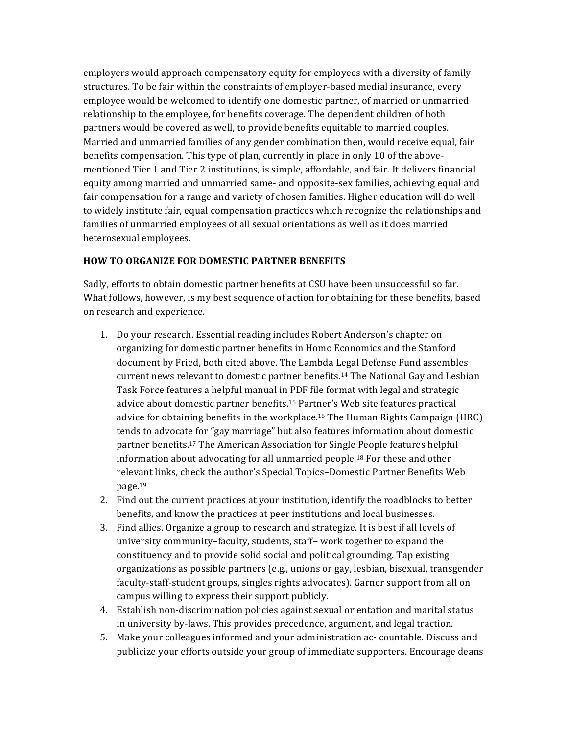employers would approach compensatory equity for employees with a diversity of family structures. To be fair within the constraints of employer-based medial insurance, every employee would be welcomed to identify one domestic partner, of married or unmarried relationship to the employee, for benefits coverage. The dependent children of both partners would be covered as well, to provide benefits equitable to married couples. Married and unmarried families of any gender combination then, would receive equal, fair benefits compensation. This type of plan, currently in place in only 10 of the above-mentioned Tier 1 and Tier 2 institutions, is simple, affordable, and fair. It delivers financial equity among married and unmarried same- and opposite-sex families, achieving equal and fair compensation for a range and variety of chosen families. Higher education will do well to widely institute fair, equal compensation practices which recognize the relationships and families of unmarried employees of all sexual orientations as well as it does married heterosexual employees.

**HOW TO ORGANIZE FOR DOMESTIC PARTNER BENEFITS**

Sadly, efforts to obtain domestic partner benefits at CSU have been unsuccessful so far. What follows, however, is my best sequence of action for obtaining for these benefits, based on research and experience.

1. Do your research. Essential reading includes Robert Anderson's chapter on organizing for domestic partner benefits in Homo Economics and the Stanford document by Fried, both cited above. The Lambda Legal Defense Fund assembles current news relevant to domestic partner benefits.[14] The National Gay and Lesbian Task Force features a helpful manual in PDF file format with legal and strategic advice about domestic partner benefits.[15] Partner's Web site features practical advice for obtaining benefits in the workplace.[16] The Human Rights Campaign (HRC) tends to advocate for "gay marriage" but also features information about domestic partner benefits.[17] The American Association for Single People features helpful information about advocating for all unmarried people.[18] For these and other relevant links, check the author's Special Topics–Domestic Partner Benefits Web page.[19]
2. Find out the current practices at your institution, identify the roadblocks to better benefits, and know the practices at peer institutions and local businesses.
3. Find allies. Organize a group to research and strategize. It is best if all levels of university community–faculty, students, staff– work together to expand the constituency and to provide solid social and political grounding. Tap existing organizations as possible partners (e.g., unions or gay, lesbian, bisexual, transgender faculty-staff-student groups, singles rights advocates). Garner support from all on campus willing to express their support publicly.
4. Establish non-discrimination policies against sexual orientation and marital status in university by-laws. This provides precedence, argument, and legal traction.
5. Make your colleagues informed and your administration ac- countable. Discuss and publicize your efforts outside your group of immediate supporters. Encourage deans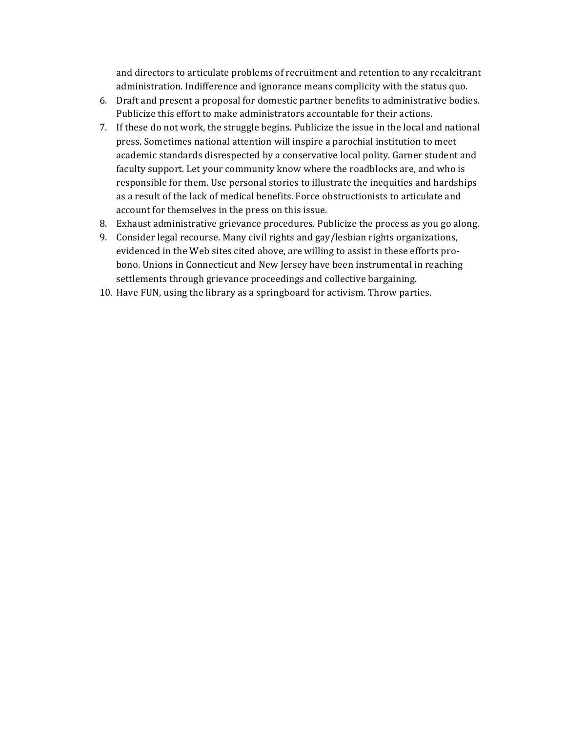and directors to articulate problems of recruitment and retention to any recalcitrant administration. Indifference and ignorance means complicity with the status quo.

6. Draft and present a proposal for domestic partner benefits to administrative bodies. Publicize this effort to make administrators accountable for their actions.
7. If these do not work, the struggle begins. Publicize the issue in the local and national press. Sometimes national attention will inspire a parochial institution to meet academic standards disrespected by a conservative local polity. Garner student and faculty support. Let your community know where the roadblocks are, and who is responsible for them. Use personal stories to illustrate the inequities and hardships as a result of the lack of medical benefits. Force obstructionists to articulate and account for themselves in the press on this issue.
8. Exhaust administrative grievance procedures. Publicize the process as you go along.
9. Consider legal recourse. Many civil rights and gay/lesbian rights organizations, evidenced in the Web sites cited above, are willing to assist in these efforts pro-bono. Unions in Connecticut and New Jersey have been instrumental in reaching settlements through grievance proceedings and collective bargaining.
10. Have FUN, using the library as a springboard for activism. Throw parties.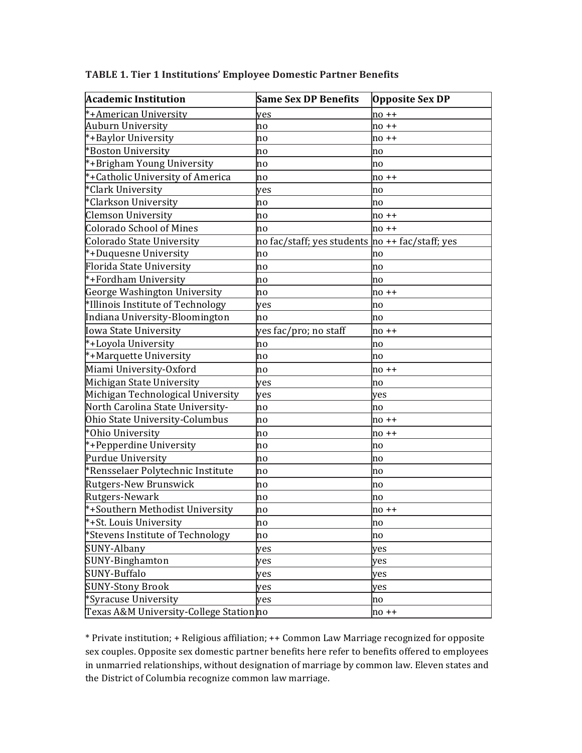**TABLE 1. Tier 1 Institutions' Employee Domestic Partner Benefits**

| Academic Institution | Same Sex DP Benefits | Opposite Sex DP |
|---|---|---|
| *+American University | yes | no ++ |
| Auburn University | no | no ++ |
| *+Baylor University | no | no ++ |
| *Boston University | no | no |
| *+Brigham Young University | no | no |
| *+Catholic University of America | no | no ++ |
| *Clark University | yes | no |
| *Clarkson University | no | no |
| Clemson University | no | no ++ |
| Colorado School of Mines | no | no ++ |
| Colorado State University | no fac/staff; yes students | no ++ fac/staff; yes |
| *+Duquesne University | no | no |
| Florida State University | no | no |
| *+Fordham University | no | no |
| George Washington University | no | no ++ |
| *Illinois Institute of Technology | yes | no |
| Indiana University-Bloomington | no | no |
| Iowa State University | yes fac/pro; no staff | no ++ |
| *+Loyola University | no | no |
| *+Marquette University | no | no |
| Miami University-Oxford | no | no ++ |
| Michigan State University | yes | no |
| Michigan Technological University | yes | yes |
| North Carolina State University- | no | no |
| Ohio State University-Columbus | no | no ++ |
| *Ohio University | no | no ++ |
| *+Pepperdine University | no | no |
| Purdue University | no | no |
| *Rensselaer Polytechnic Institute | no | no |
| Rutgers-New Brunswick | no | no |
| Rutgers-Newark | no | no |
| *+Southern Methodist University | no | no ++ |
| *+St. Louis University | no | no |
| *Stevens Institute of Technology | no | no |
| SUNY-Albany | yes | yes |
| SUNY-Binghamton | yes | yes |
| SUNY-Buffalo | yes | yes |
| SUNY-Stony Brook | yes | yes |
| *Syracuse University | yes | no |
| Texas A&M University-College Station | no | no ++ |

* Private institution; + Religious affiliation; ++ Common Law Marriage recognized for opposite sex couples. Opposite sex domestic partner benefits here refer to benefits offered to employees in unmarried relationships, without designation of marriage by common law. Eleven states and the District of Columbia recognize common law marriage.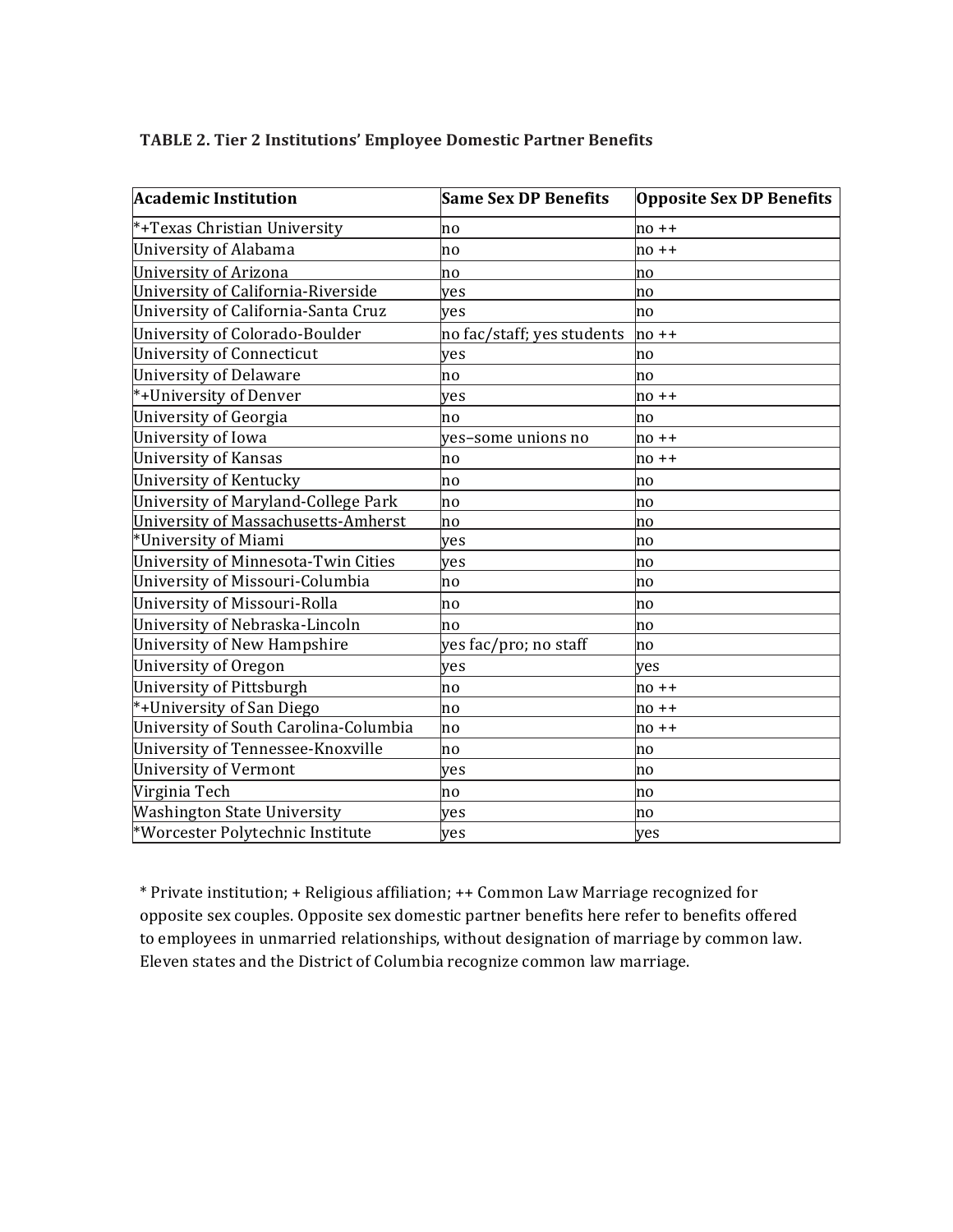**TABLE 2. Tier 2 Institutions' Employee Domestic Partner Benefits**

| Academic Institution | Same Sex DP Benefits | Opposite Sex DP Benefits |
|---|---|---|
| *+Texas Christian University | no | no ++ |
| University of Alabama | no | no ++ |
| University of Arizona | no | no |
| University of California-Riverside | yes | no |
| University of California-Santa Cruz | yes | no |
| University of Colorado-Boulder | no fac/staff; yes students | no ++ |
| University of Connecticut | yes | no |
| University of Delaware | no | no |
| *+University of Denver | yes | no ++ |
| University of Georgia | no | no |
| University of Iowa | yes–some unions no | no ++ |
| University of Kansas | no | no ++ |
| University of Kentucky | no | no |
| University of Maryland-College Park | no | no |
| University of Massachusetts-Amherst | no | no |
| *University of Miami | yes | no |
| University of Minnesota-Twin Cities | yes | no |
| University of Missouri-Columbia | no | no |
| University of Missouri-Rolla | no | no |
| University of Nebraska-Lincoln | no | no |
| University of New Hampshire | yes fac/pro; no staff | no |
| University of Oregon | yes | yes |
| University of Pittsburgh | no | no ++ |
| *+University of San Diego | no | no ++ |
| University of South Carolina-Columbia | no | no ++ |
| University of Tennessee-Knoxville | no | no |
| University of Vermont | yes | no |
| Virginia Tech | no | no |
| Washington State University | yes | no |
| *Worcester Polytechnic Institute | yes | yes |

* Private institution; + Religious affiliation; ++ Common Law Marriage recognized for opposite sex couples. Opposite sex domestic partner benefits here refer to benefits offered to employees in unmarried relationships, without designation of marriage by common law. Eleven states and the District of Columbia recognize common law marriage.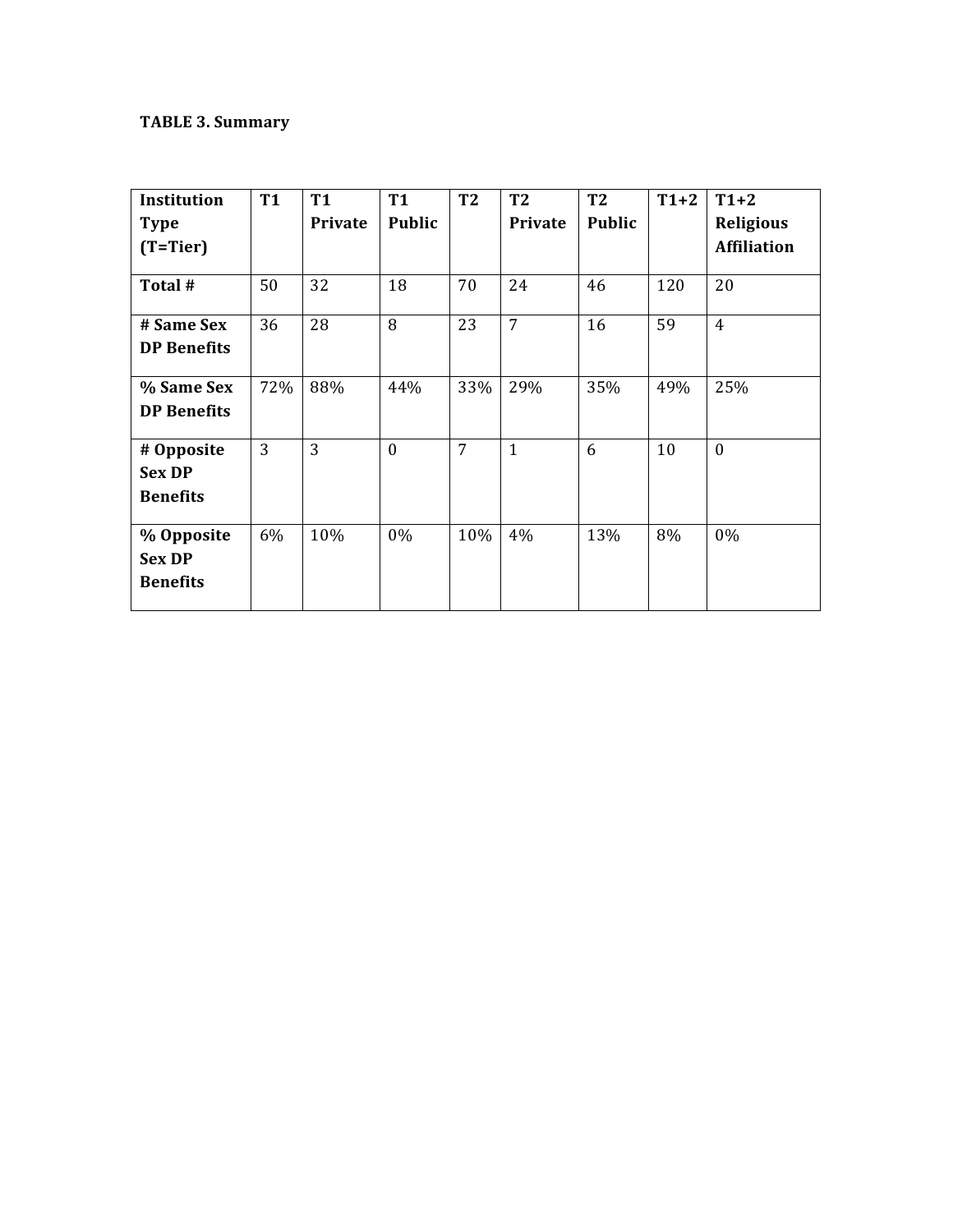**TABLE 3. Summary**

| Institution Type (T=Tier) | T1 | T1 Private | T1 Public | T2 | T2 Private | T2 Public | T1+2 | T1+2 Religious Affiliation |
|---|---|---|---|---|---|---|---|---|
| **Total #** | 50 | 32 | 18 | 70 | 24 | 46 | 120 | 20 |
| **# Same Sex DP Benefits** | 36 | 28 | 8 | 23 | 7 | 16 | 59 | 4 |
| **% Same Sex DP Benefits** | 72% | 88% | 44% | 33% | 29% | 35% | 49% | 25% |
| **# Opposite Sex DP Benefits** | 3 | 3 | 0 | 7 | 1 | 6 | 10 | 0 |
| **% Opposite Sex DP Benefits** | 6% | 10% | 0% | 10% | 4% | 13% | 8% | 0% |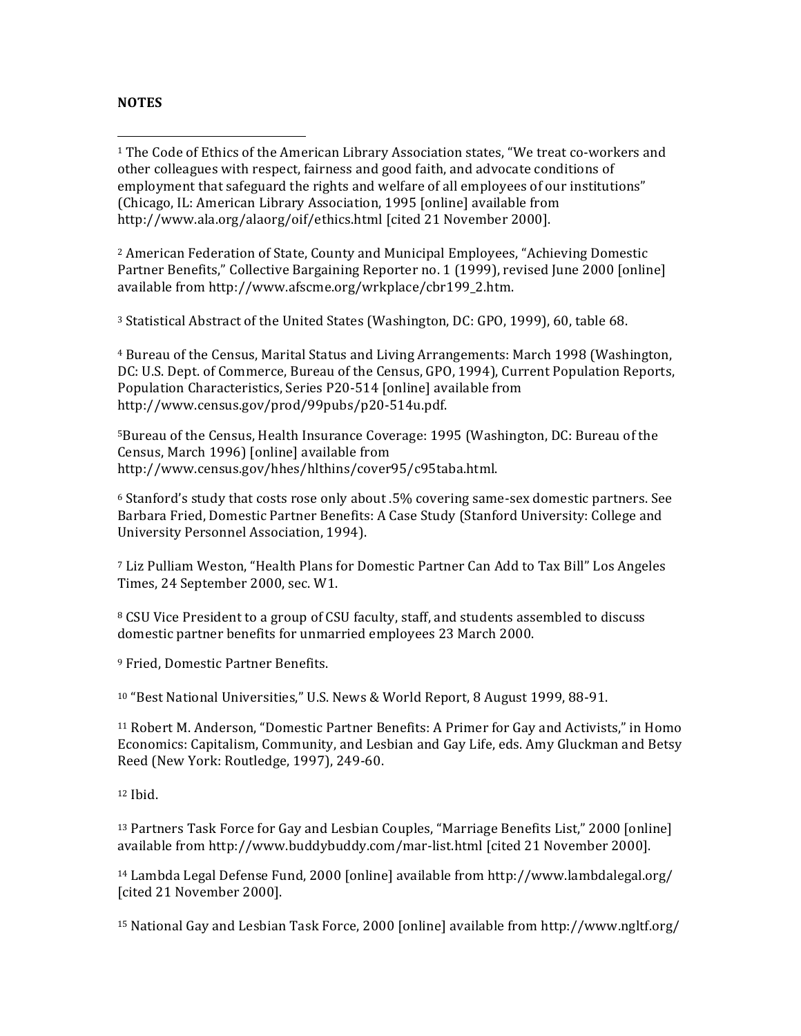**NOTES**

[1] The Code of Ethics of the American Library Association states, "We treat co-workers and other colleagues with respect, fairness and good faith, and advocate conditions of employment that safeguard the rights and welfare of all employees of our institutions" (Chicago, IL: American Library Association, 1995 [online] available from http://www.ala.org/alaorg/oif/ethics.html [cited 21 November 2000].

[2] American Federation of State, County and Municipal Employees, "Achieving Domestic Partner Benefits," Collective Bargaining Reporter no. 1 (1999), revised June 2000 [online] available from http://www.afscme.org/wrkplace/cbr199_2.htm.

[3] Statistical Abstract of the United States (Washington, DC: GPO, 1999), 60, table 68.

[4] Bureau of the Census, Marital Status and Living Arrangements: March 1998 (Washington, DC: U.S. Dept. of Commerce, Bureau of the Census, GPO, 1994), Current Population Reports, Population Characteristics, Series P20-514 [online] available from http://www.census.gov/prod/99pubs/p20-514u.pdf.

[5] Bureau of the Census, Health Insurance Coverage: 1995 (Washington, DC: Bureau of the Census, March 1996) [online] available from http://www.census.gov/hhes/hlthins/cover95/c95taba.html.

[6] Stanford's study that costs rose only about .5% covering same-sex domestic partners. See Barbara Fried, Domestic Partner Benefits: A Case Study (Stanford University: College and University Personnel Association, 1994).

[7] Liz Pulliam Weston, "Health Plans for Domestic Partner Can Add to Tax Bill" Los Angeles Times, 24 September 2000, sec. W1.

[8] CSU Vice President to a group of CSU faculty, staff, and students assembled to discuss domestic partner benefits for unmarried employees 23 March 2000.

[9] Fried, Domestic Partner Benefits.

[10] "Best National Universities," U.S. News & World Report, 8 August 1999, 88-91.

[11] Robert M. Anderson, "Domestic Partner Benefits: A Primer for Gay and Activists," in Homo Economics: Capitalism, Community, and Lesbian and Gay Life, eds. Amy Gluckman and Betsy Reed (New York: Routledge, 1997), 249-60.

[12] Ibid.

[13] Partners Task Force for Gay and Lesbian Couples, "Marriage Benefits List," 2000 [online] available from http://www.buddybuddy.com/mar-list.html [cited 21 November 2000].

[14] Lambda Legal Defense Fund, 2000 [online] available from http://www.lambdalegal.org/ [cited 21 November 2000].

[15] National Gay and Lesbian Task Force, 2000 [online] available from http://www.ngltf.org/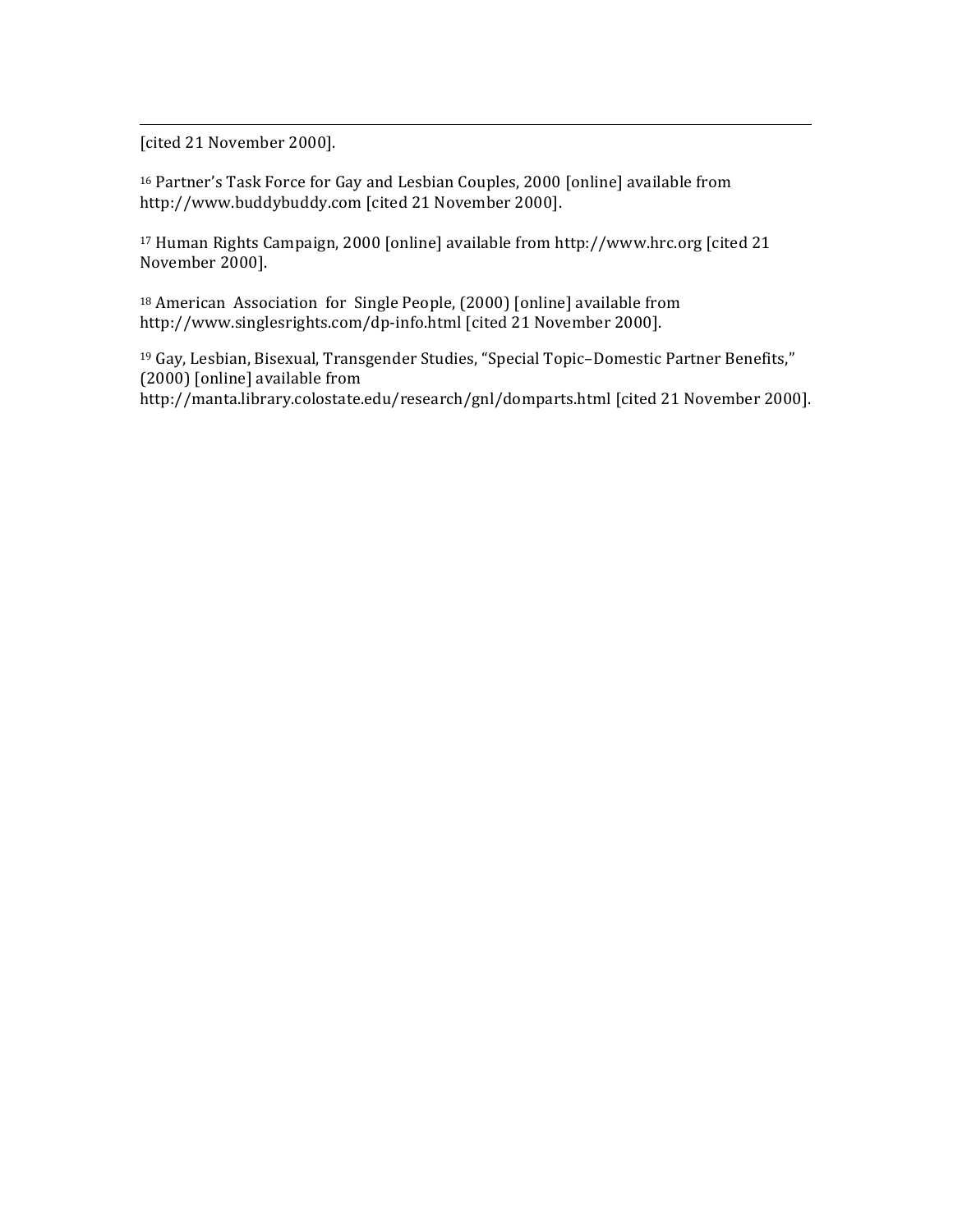[cited 21 November 2000].

[16] Partner's Task Force for Gay and Lesbian Couples, 2000 [online] available from http://www.buddybuddy.com [cited 21 November 2000].

[17] Human Rights Campaign, 2000 [online] available from http://www.hrc.org [cited 21 November 2000].

[18] American Association for Single People, (2000) [online] available from http://www.singlesrights.com/dp-info.html [cited 21 November 2000].

[19] Gay, Lesbian, Bisexual, Transgender Studies, "Special Topic–Domestic Partner Benefits," (2000) [online] available from http://manta.library.colostate.edu/research/gnl/domparts.html [cited 21 November 2000].